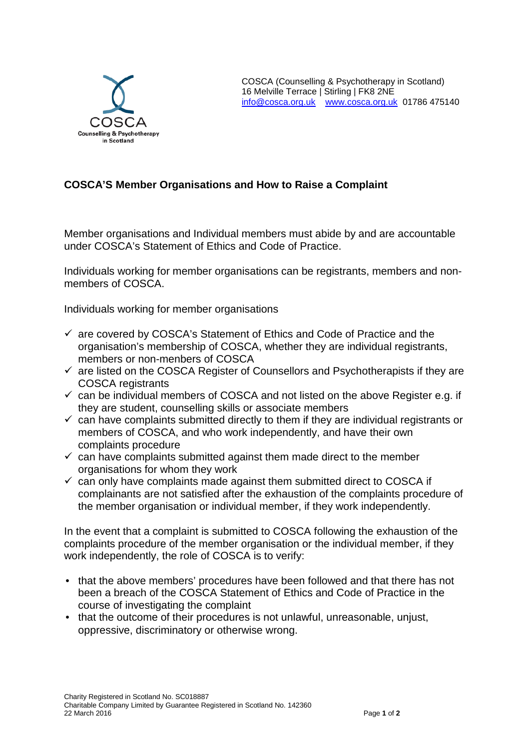COSCA (Counselling & Psychotherapy in Scotland)
16 Melville Terrace | Stirling | FK8 2NE
info@cosca.org.uk www.cosca.org.uk 01786 475140

## COSCA'S Member Organisations and How to Raise a Complaint

Member organisations and Individual members must abide by and are accountable under COSCA's Statement of Ethics and Code of Practice.

Individuals working for member organisations can be registrants, members and non-members of COSCA.

Individuals working for member organisations

- ✓ are covered by COSCA's Statement of Ethics and Code of Practice and the organisation's membership of COSCA, whether they are individual registrants, members or non-menbers of COSCA
- ✓ are listed on the COSCA Register of Counsellors and Psychotherapists if they are COSCA registrants
- ✓ can be individual members of COSCA and not listed on the above Register e.g. if they are student, counselling skills or associate members
- ✓ can have complaints submitted directly to them if they are individual registrants or members of COSCA, and who work independently, and have their own complaints procedure
- ✓ can have complaints submitted against them made direct to the member organisations for whom they work
- ✓ can only have complaints made against them submitted direct to COSCA if complainants are not satisfied after the exhaustion of the complaints procedure of the member organisation or individual member, if they work independently.

In the event that a complaint is submitted to COSCA following the exhaustion of the complaints procedure of the member organisation or the individual member, if they work independently, the role of COSCA is to verify:

- that the above members' procedures have been followed and that there has not been a breach of the COSCA Statement of Ethics and Code of Practice in the course of investigating the complaint
- that the outcome of their procedures is not unlawful, unreasonable, unjust, oppressive, discriminatory or otherwise wrong.

Charity Registered in Scotland No. SC018887
Charitable Company Limited by Guarantee Registered in Scotland No. 142360
22 March 2016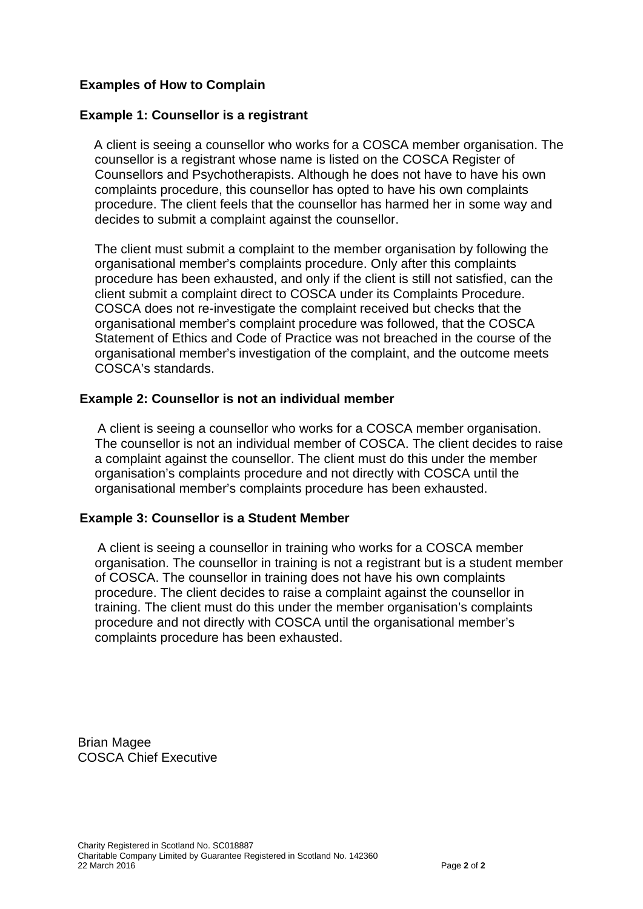## Examples of How to Complain

### Example 1: Counsellor is a registrant

A client is seeing a counsellor who works for a COSCA member organisation. The counsellor is a registrant whose name is listed on the COSCA Register of Counsellors and Psychotherapists. Although he does not have to have his own complaints procedure, this counsellor has opted to have his own complaints procedure. The client feels that the counsellor has harmed her in some way and decides to submit a complaint against the counsellor.

The client must submit a complaint to the member organisation by following the organisational member's complaints procedure. Only after this complaints procedure has been exhausted, and only if the client is still not satisfied, can the client submit a complaint direct to COSCA under its Complaints Procedure. COSCA does not re-investigate the complaint received but checks that the organisational member's complaint procedure was followed, that the COSCA Statement of Ethics and Code of Practice was not breached in the course of the organisational member's investigation of the complaint, and the outcome meets COSCA's standards.

### Example 2: Counsellor is not an individual member

A client is seeing a counsellor who works for a COSCA member organisation. The counsellor is not an individual member of COSCA. The client decides to raise a complaint against the counsellor. The client must do this under the member organisation's complaints procedure and not directly with COSCA until the organisational member's complaints procedure has been exhausted.

### Example 3: Counsellor is a Student Member

A client is seeing a counsellor in training who works for a COSCA member organisation. The counsellor in training is not a registrant but is a student member of COSCA. The counsellor in training does not have his own complaints procedure. The client decides to raise a complaint against the counsellor in training. The client must do this under the member organisation's complaints procedure and not directly with COSCA until the organisational member's complaints procedure has been exhausted.

Brian Magee
COSCA Chief Executive

Charity Registered in Scotland No. SC018887
Charitable Company Limited by Guarantee Registered in Scotland No. 142360
22 March 2016